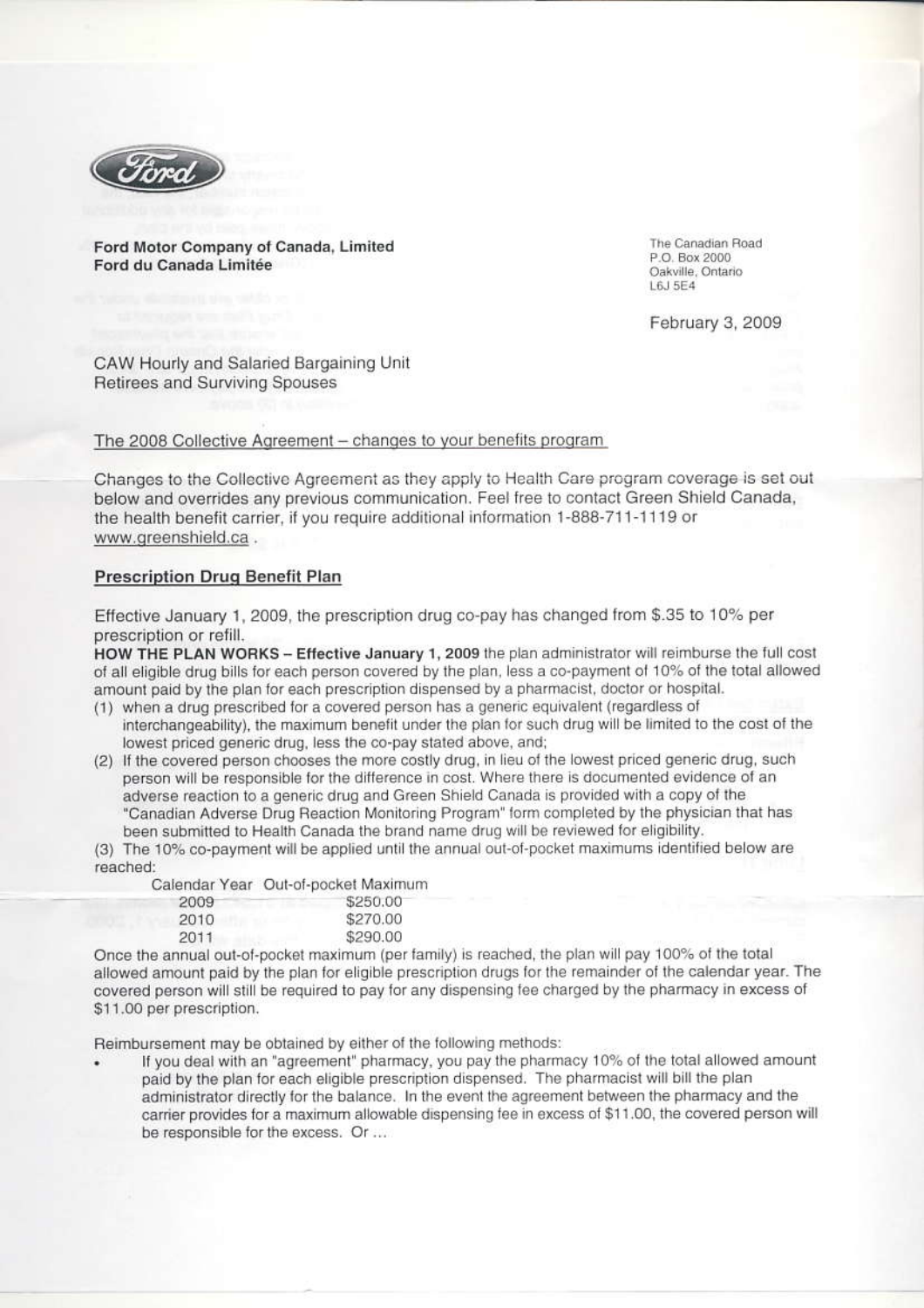Ford Motor Company of Canada, Limited
Ford du Canada Limitée

The Canadian Road
P.O. Box 2000
Oakville, Ontario
L6J 5E4

February 3, 2009

CAW Hourly and Salaried Bargaining Unit
Retirees and Surviving Spouses

The 2008 Collective Agreement – changes to your benefits program

Changes to the Collective Agreement as they apply to Health Care program coverage is set out below and overrides any previous communication. Feel free to contact Green Shield Canada, the health benefit carrier, if you require additional information 1-888-711-1119 or www.greenshield.ca .

## Prescription Drug Benefit Plan

Effective January 1, 2009, the prescription drug co-pay has changed from $.35 to 10% per prescription or refill.

**HOW THE PLAN WORKS – Effective January 1, 2009** the plan administrator will reimburse the full cost of all eligible drug bills for each person covered by the plan, less a co-payment of 10% of the total allowed amount paid by the plan for each prescription dispensed by a pharmacist, doctor or hospital.

(1) when a drug prescribed for a covered person has a generic equivalent (regardless of interchangeability), the maximum benefit under the plan for such drug will be limited to the cost of the lowest priced generic drug, less the co-pay stated above, and;

(2) If the covered person chooses the more costly drug, in lieu of the lowest priced generic drug, such person will be responsible for the difference in cost. Where there is documented evidence of an adverse reaction to a generic drug and Green Shield Canada is provided with a copy of the "Canadian Adverse Drug Reaction Monitoring Program" form completed by the physician that has been submitted to Health Canada the brand name drug will be reviewed for eligibility.

(3) The 10% co-payment will be applied until the annual out-of-pocket maximums identified below are reached:

| Calendar Year | Out-of-pocket Maximum |
|---|---|
| 2009 | $250.00 |
| 2010 | $270.00 |
| 2011 | $290.00 |

Once the annual out-of-pocket maximum (per family) is reached, the plan will pay 100% of the total allowed amount paid by the plan for eligible prescription drugs for the remainder of the calendar year. The covered person will still be required to pay for any dispensing fee charged by the pharmacy in excess of $11.00 per prescription.

Reimbursement may be obtained by either of the following methods:

- If you deal with an "agreement" pharmacy, you pay the pharmacy 10% of the total allowed amount paid by the plan for each eligible prescription dispensed. The pharmacist will bill the plan administrator directly for the balance. In the event the agreement between the pharmacy and the carrier provides for a maximum allowable dispensing fee in excess of $11.00, the covered person will be responsible for the excess. Or ...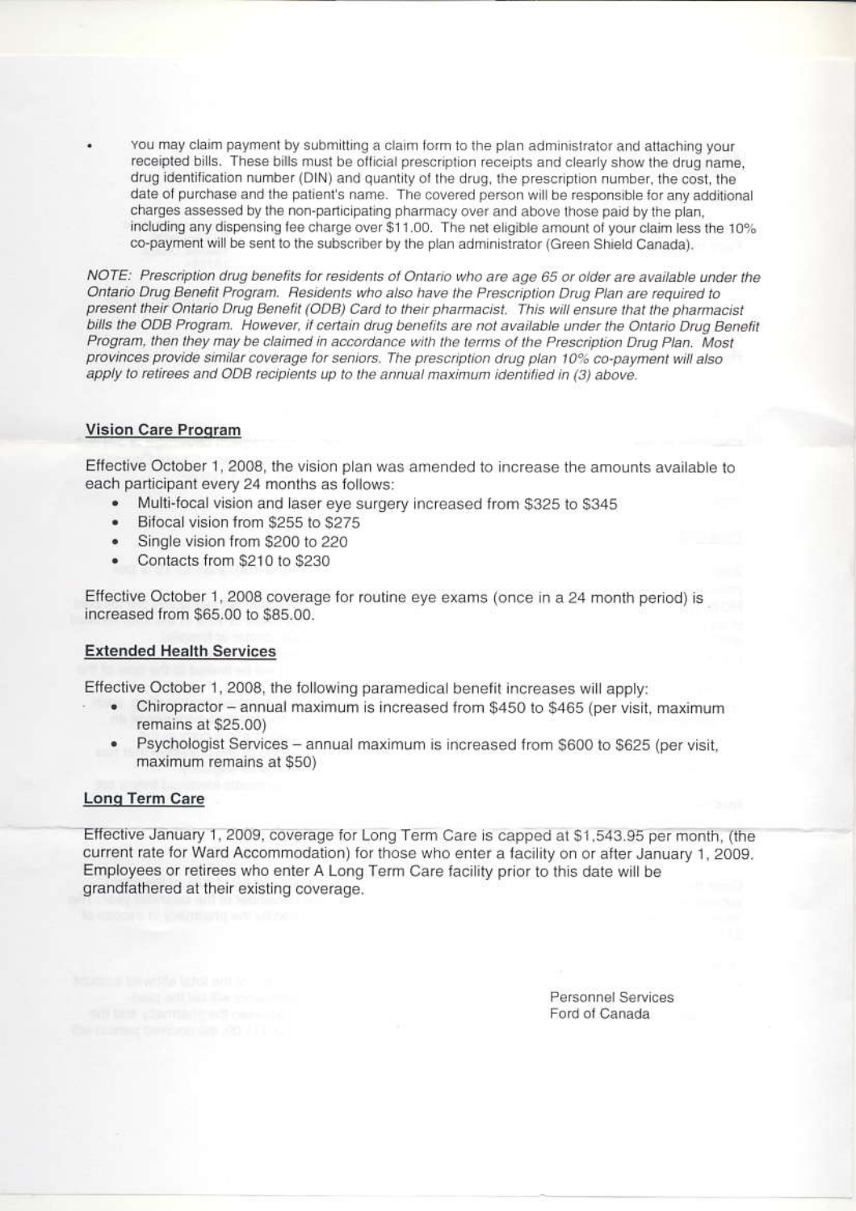- You may claim payment by submitting a claim form to the plan administrator and attaching your receipted bills. These bills must be official prescription receipts and clearly show the drug name, drug identification number (DIN) and quantity of the drug, the prescription number, the cost, the date of purchase and the patient's name. The covered person will be responsible for any additional charges assessed by the non-participating pharmacy over and above those paid by the plan, including any dispensing fee charge over $11.00. The net eligible amount of your claim less the 10% co-payment will be sent to the subscriber by the plan administrator (Green Shield Canada).

*NOTE: Prescription drug benefits for residents of Ontario who are age 65 or older are available under the Ontario Drug Benefit Program. Residents who also have the Prescription Drug Plan are required to present their Ontario Drug Benefit (ODB) Card to their pharmacist. This will ensure that the pharmacist bills the ODB Program. However, if certain drug benefits are not available under the Ontario Drug Benefit Program, then they may be claimed in accordance with the terms of the Prescription Drug Plan. Most provinces provide similar coverage for seniors. The prescription drug plan 10% co-payment will also apply to retirees and ODB recipients up to the annual maximum identified in (3) above.*

## Vision Care Program

Effective October 1, 2008, the vision plan was amended to increase the amounts available to each participant every 24 months as follows:

- Multi-focal vision and laser eye surgery increased from $325 to $345
- Bifocal vision from $255 to $275
- Single vision from $200 to 220
- Contacts from $210 to $230

Effective October 1, 2008 coverage for routine eye exams (once in a 24 month period) is increased from $65.00 to $85.00.

## Extended Health Services

Effective October 1, 2008, the following paramedical benefit increases will apply:

- Chiropractor – annual maximum is increased from $450 to $465 (per visit, maximum remains at $25.00)
- Psychologist Services – annual maximum is increased from $600 to $625 (per visit, maximum remains at $50)

## Long Term Care

Effective January 1, 2009, coverage for Long Term Care is capped at $1,543.95 per month, (the current rate for Ward Accommodation) for those who enter a facility on or after January 1, 2009. Employees or retirees who enter A Long Term Care facility prior to this date will be grandfathered at their existing coverage.

Personnel Services
Ford of Canada